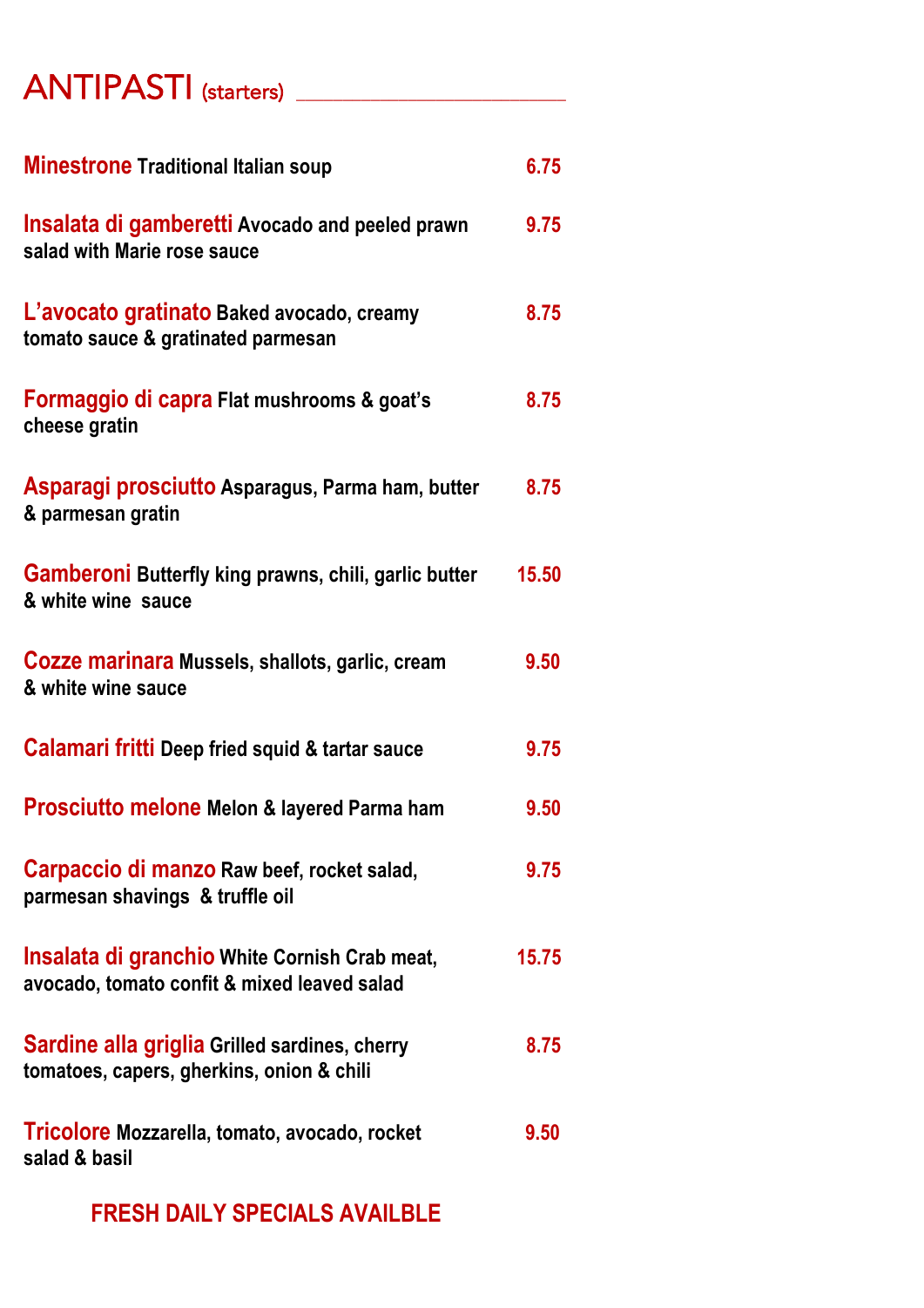# ANTIPASTI (starters)

**Minestrone** Traditional Italian soup — **6.75**

**Insalata di gamberetti** Avocado and peeled prawn salad with Marie rose sauce — **9.75**

**L'avocato gratinato** Baked avocado, creamy tomato sauce & gratinated parmesan — **8.75**

**Formaggio di capra** Flat mushrooms & goat's cheese gratin — **8.75**

**Asparagi prosciutto** Asparagus, Parma ham, butter & parmesan gratin — **8.75**

**Gamberoni** Butterfly king prawns, chili, garlic butter & white wine sauce — **15.50**

**Cozze marinara** Mussels, shallots, garlic, cream & white wine sauce — **9.50**

**Calamari fritti** Deep fried squid & tartar sauce — **9.75**

**Prosciutto melone** Melon & layered Parma ham — **9.50**

**Carpaccio di manzo** Raw beef, rocket salad, parmesan shavings & truffle oil — **9.75**

**Insalata di granchio** White Cornish Crab meat, avocado, tomato confit & mixed leaved salad — **15.75**

**Sardine alla griglia** Grilled sardines, cherry tomatoes, capers, gherkins, onion & chili — **8.75**

**Tricolore** Mozzarella, tomato, avocado, rocket salad & basil — **9.50**

**FRESH DAILY SPECIALS AVAILBLE**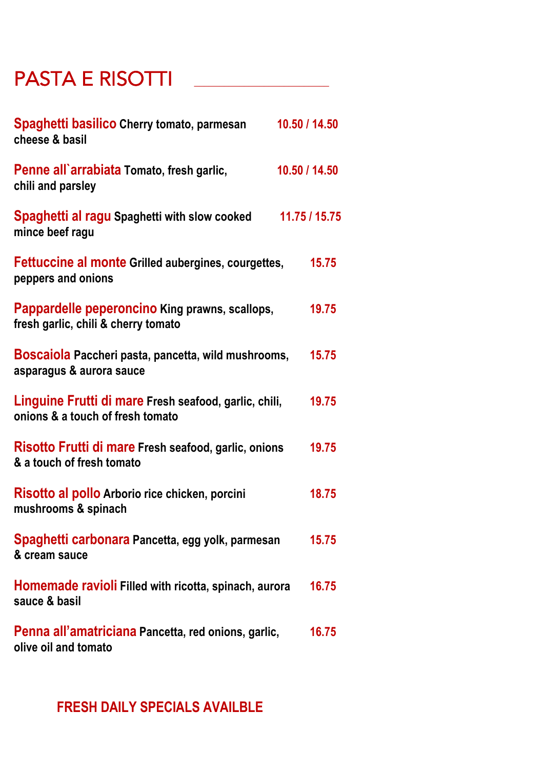# PASTA E RISOTTI

**Spaghetti basilico** Cherry tomato, parmesan cheese & basil — 10.50 / 14.50

**Penne all`arrabiata** Tomato, fresh garlic, chili and parsley — 10.50 / 14.50

**Spaghetti al ragu** Spaghetti with slow cooked mince beef ragu — 11.75 / 15.75

**Fettuccine al monte** Grilled aubergines, courgettes, peppers and onions — 15.75

**Pappardelle peperoncino** King prawns, scallops, fresh garlic, chili & cherry tomato — 19.75

**Boscaiola** Paccheri pasta, pancetta, wild mushrooms, asparagus & aurora sauce — 15.75

**Linguine Frutti di mare** Fresh seafood, garlic, chili, onions & a touch of fresh tomato — 19.75

**Risotto Frutti di mare** Fresh seafood, garlic, onions & a touch of fresh tomato — 19.75

**Risotto al pollo** Arborio rice chicken, porcini mushrooms & spinach — 18.75

**Spaghetti carbonara** Pancetta, egg yolk, parmesan & cream sauce — 15.75

**Homemade ravioli** Filled with ricotta, spinach, aurora sauce & basil — 16.75

**Penna all'amatriciana** Pancetta, red onions, garlic, olive oil and tomato — 16.75

**FRESH DAILY SPECIALS AVAILBLE**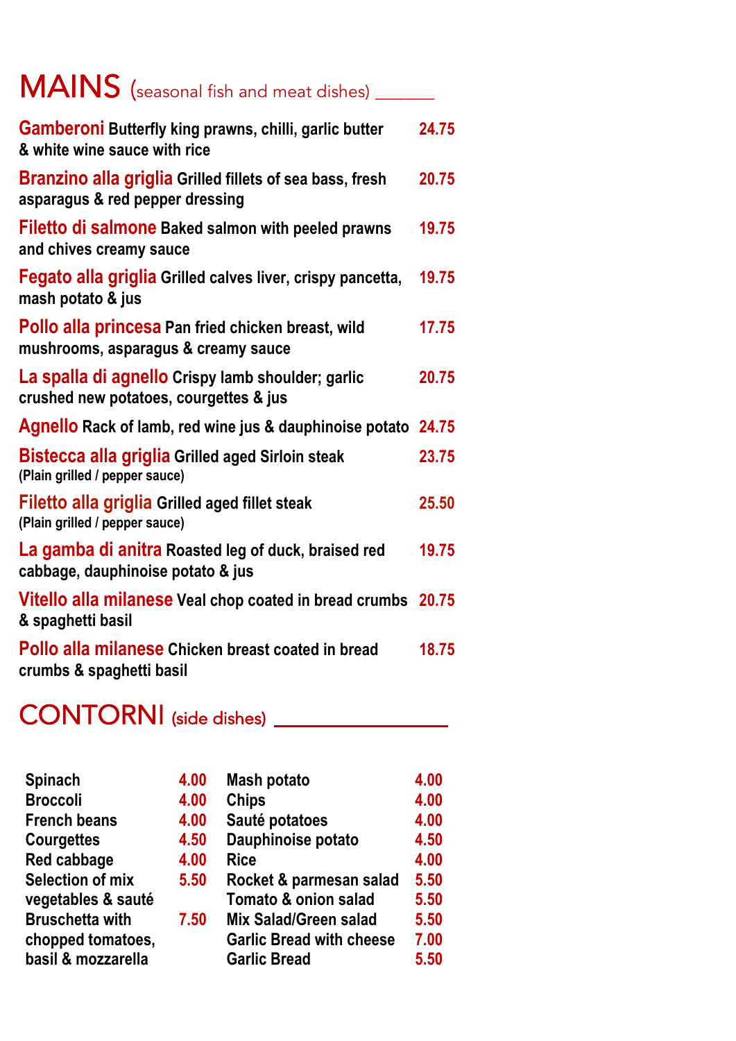# MAINS (seasonal fish and meat dishes)

**Gamberoni** Butterfly king prawns, chilli, garlic butter & white wine sauce with rice **24.75**

**Branzino alla griglia** Grilled fillets of sea bass, fresh asparagus & red pepper dressing **20.75**

**Filetto di salmone** Baked salmon with peeled prawns and chives creamy sauce **19.75**

**Fegato alla griglia** Grilled calves liver, crispy pancetta, mash potato & jus **19.75**

**Pollo alla princesa** Pan fried chicken breast, wild mushrooms, asparagus & creamy sauce **17.75**

**La spalla di agnello** Crispy lamb shoulder; garlic crushed new potatoes, courgettes & jus **20.75**

**Agnello** Rack of lamb, red wine jus & dauphinoise potato **24.75**

**Bistecca alla griglia** Grilled aged Sirloin steak (Plain grilled / pepper sauce) **23.75**

**Filetto alla griglia** Grilled aged fillet steak (Plain grilled / pepper sauce) **25.50**

**La gamba di anitra** Roasted leg of duck, braised red cabbage, dauphinoise potato & jus **19.75**

**Vitello alla milanese** Veal chop coated in bread crumbs & spaghetti basil **20.75**

**Pollo alla milanese** Chicken breast coated in bread crumbs & spaghetti basil **18.75**

# CONTORNI (side dishes)

| Item | Price |
|---|---|
| Spinach | 4.00 |
| Broccoli | 4.00 |
| French beans | 4.00 |
| Courgettes | 4.50 |
| Red cabbage | 4.00 |
| Selection of mix vegetables & sauté | 5.50 |
| Bruschetta with chopped tomatoes, basil & mozzarella | 7.50 |
| Mash potato | 4.00 |
| Chips | 4.00 |
| Sauté potatoes | 4.00 |
| Dauphinoise potato | 4.50 |
| Rice | 4.00 |
| Rocket & parmesan salad | 5.50 |
| Tomato & onion salad | 5.50 |
| Mix Salad/Green salad | 5.50 |
| Garlic Bread with cheese | 7.00 |
| Garlic Bread | 5.50 |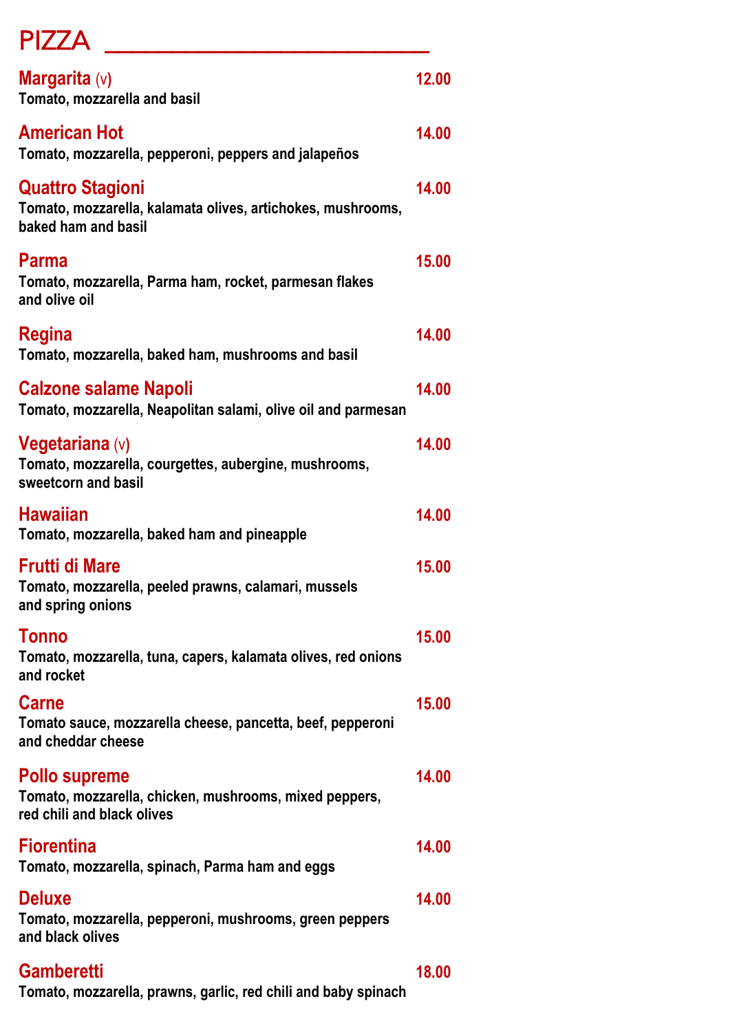# PIZZA

**Margarita** (v) **12.00**
**Tomato, mozzarella and basil**

**American Hot** **14.00**
**Tomato, mozzarella, pepperoni, peppers and jalapeños**

**Quattro Stagioni** **14.00**
**Tomato, mozzarella, kalamata olives, artichokes, mushrooms, baked ham and basil**

**Parma** **15.00**
**Tomato, mozzarella, Parma ham, rocket, parmesan flakes and olive oil**

**Regina** **14.00**
**Tomato, mozzarella, baked ham, mushrooms and basil**

**Calzone salame Napoli** **14.00**
**Tomato, mozzarella, Neapolitan salami, olive oil and parmesan**

**Vegetariana** (v) **14.00**
**Tomato, mozzarella, courgettes, aubergine, mushrooms, sweetcorn and basil**

**Hawaiian** **14.00**
**Tomato, mozzarella, baked ham and pineapple**

**Frutti di Mare** **15.00**
**Tomato, mozzarella, peeled prawns, calamari, mussels and spring onions**

**Tonno** **15.00**
**Tomato, mozzarella, tuna, capers, kalamata olives, red onions and rocket**

**Carne** **15.00**
**Tomato sauce, mozzarella cheese, pancetta, beef, pepperoni and cheddar cheese**

**Pollo supreme** **14.00**
**Tomato, mozzarella, chicken, mushrooms, mixed peppers, red chili and black olives**

**Fiorentina** **14.00**
**Tomato, mozzarella, spinach, Parma ham and eggs**

**Deluxe** **14.00**
**Tomato, mozzarella, pepperoni, mushrooms, green peppers and black olives**

**Gamberetti** **18.00**
**Tomato, mozzarella, prawns, garlic, red chili and baby spinach**